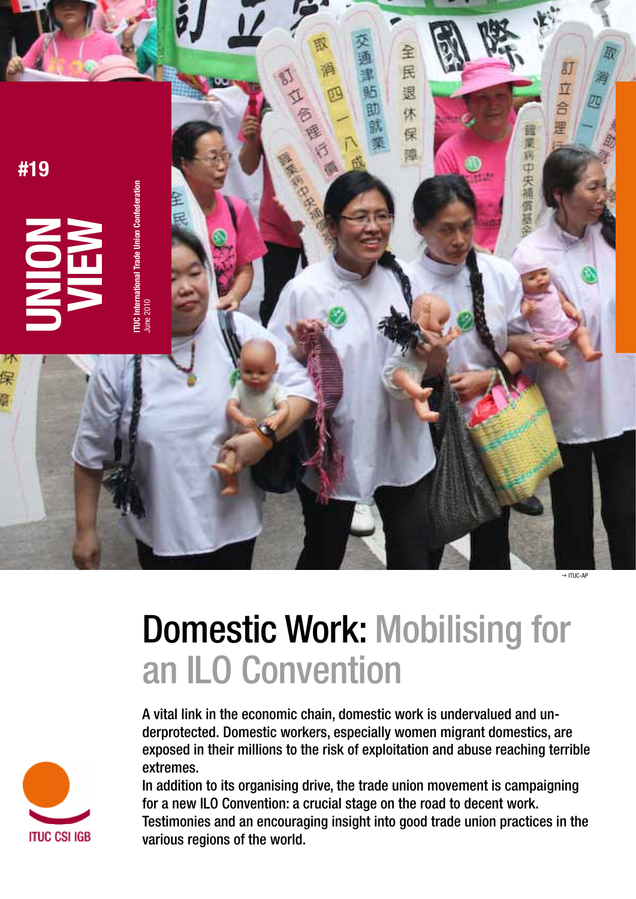#19

# UNION VIEW

ITUC International Trade Union Confederation
June 2010

→ ITUC-AP

# Domestic Work: Mobilising for an ILO Convention

A vital link in the economic chain, domestic work is undervalued and underprotected. Domestic workers, especially women migrant domestics, are exposed in their millions to the risk of exploitation and abuse reaching terrible extremes.

In addition to its organising drive, the trade union movement is campaigning for a new ILO Convention: a crucial stage on the road to decent work. Testimonies and an encouraging insight into good trade union practices in the various regions of the world.

ITUC CSI IGB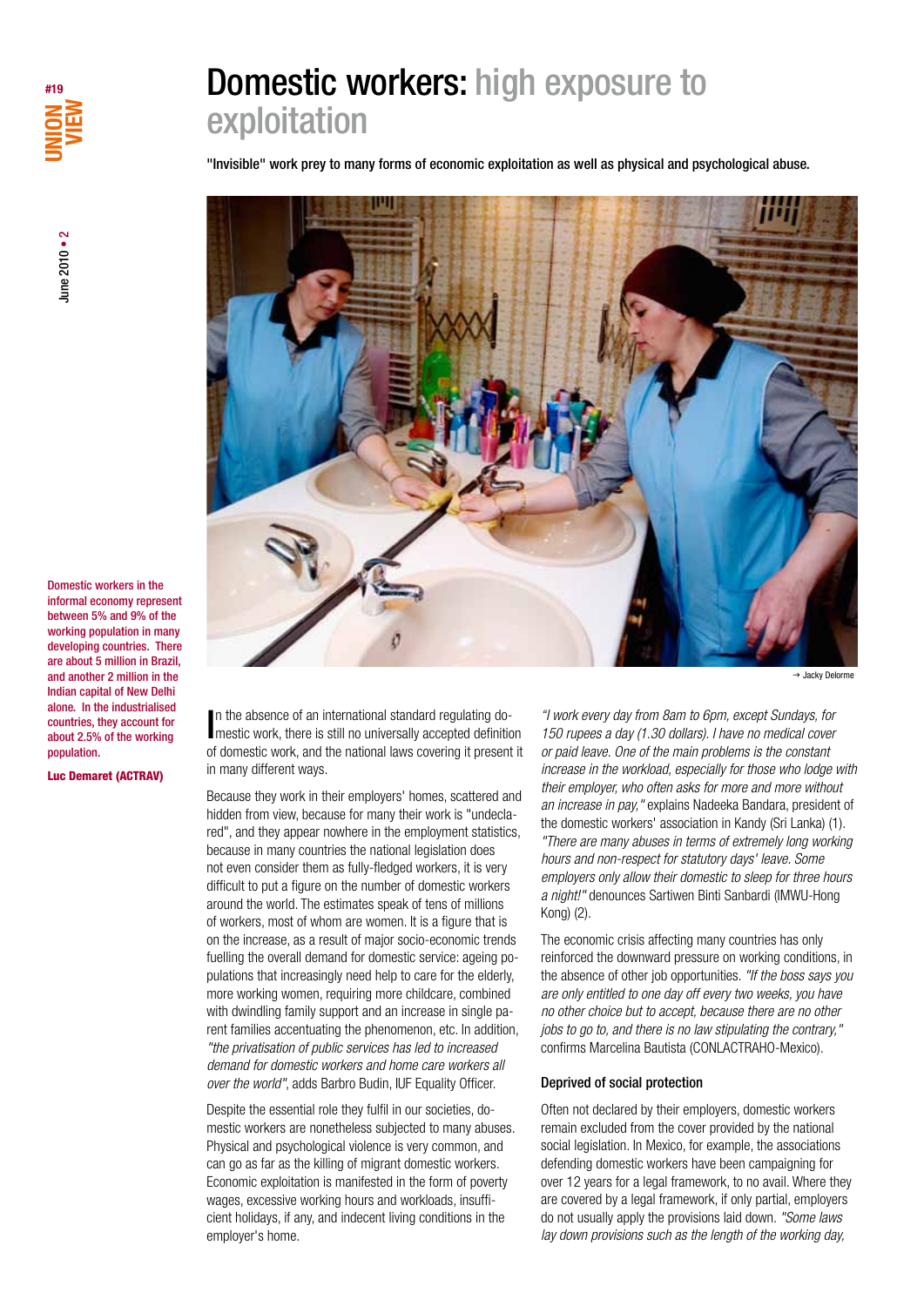# Domestic workers: high exposure to exploitation

**"Invisible" work prey to many forms of economic exploitation as well as physical and psychological abuse.**

→ Jacky Delorme

**Domestic workers in the informal economy represent between 5% and 9% of the working population in many developing countries. There are about 5 million in Brazil, and another 2 million in the Indian capital of New Delhi alone. In the industrialised countries, they account for about 2.5% of the working population.**

**Luc Demaret (ACTRAV)**

In the absence of an international standard regulating domestic work, there is still no universally accepted definition of domestic work, and the national laws covering it present it in many different ways.

Because they work in their employers' homes, scattered and hidden from view, because for many their work is "undeclared", and they appear nowhere in the employment statistics, because in many countries the national legislation does not even consider them as fully-fledged workers, it is very difficult to put a figure on the number of domestic workers around the world. The estimates speak of tens of millions of workers, most of whom are women. It is a figure that is on the increase, as a result of major socio-economic trends fuelling the overall demand for domestic service: ageing populations that increasingly need help to care for the elderly, more working women, requiring more childcare, combined with dwindling family support and an increase in single parent families accentuating the phenomenon, etc. In addition, *"the privatisation of public services has led to increased demand for domestic workers and home care workers all over the world"*, adds Barbro Budin, IUF Equality Officer.

Despite the essential role they fulfil in our societies, domestic workers are nonetheless subjected to many abuses. Physical and psychological violence is very common, and can go as far as the killing of migrant domestic workers. Economic exploitation is manifested in the form of poverty wages, excessive working hours and workloads, insufficient holidays, if any, and indecent living conditions in the employer's home.

*"I work every day from 8am to 6pm, except Sundays, for 150 rupees a day (1.30 dollars). I have no medical cover or paid leave. One of the main problems is the constant increase in the workload, especially for those who lodge with their employer, who often asks for more and more without an increase in pay,"* explains Nadeeka Bandara, president of the domestic workers' association in Kandy (Sri Lanka) (1). *"There are many abuses in terms of extremely long working hours and non-respect for statutory days' leave. Some employers only allow their domestic to sleep for three hours a night!"* denounces Sartiwen Binti Sanbardi (IMWU-Hong Kong) (2).

The economic crisis affecting many countries has only reinforced the downward pressure on working conditions, in the absence of other job opportunities. *"If the boss says you are only entitled to one day off every two weeks, you have no other choice but to accept, because there are no other jobs to go to, and there is no law stipulating the contrary,"* confirms Marcelina Bautista (CONLACTRAHO-Mexico).

### Deprived of social protection

Often not declared by their employers, domestic workers remain excluded from the cover provided by the national social legislation. In Mexico, for example, the associations defending domestic workers have been campaigning for over 12 years for a legal framework, to no avail. Where they are covered by a legal framework, if only partial, employers do not usually apply the provisions laid down. *"Some laws lay down provisions such as the length of the working day,*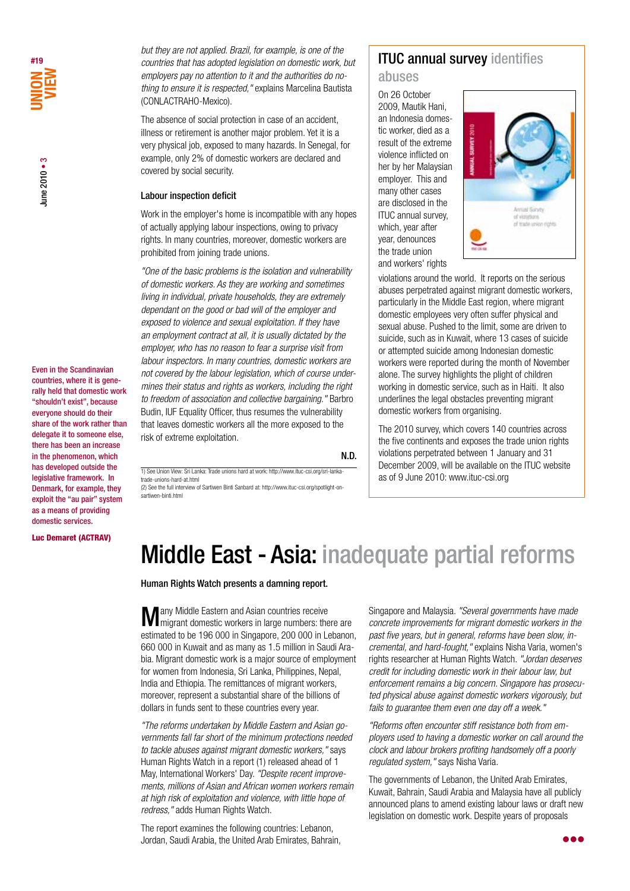*but they are not applied. Brazil, for example, is one of the countries that has adopted legislation on domestic work, but employers pay no attention to it and the authorities do nothing to ensure it is respected,"* explains Marcelina Bautista (CONLACTRAHO-Mexico).

The absence of social protection in case of an accident, illness or retirement is another major problem. Yet it is a very physical job, exposed to many hazards. In Senegal, for example, only 2% of domestic workers are declared and covered by social security.

### Labour inspection deficit

Work in the employer's home is incompatible with any hopes of actually applying labour inspections, owing to privacy rights. In many countries, moreover, domestic workers are prohibited from joining trade unions.

*"One of the basic problems is the isolation and vulnerability of domestic workers. As they are working and sometimes living in individual, private households, they are extremely dependant on the good or bad will of the employer and exposed to violence and sexual exploitation. If they have an employment contract at all, it is usually dictated by the employer, who has no reason to fear a surprise visit from labour inspectors. In many countries, domestic workers are not covered by the labour legislation, which of course undermines their status and rights as workers, including the right to freedom of association and collective bargaining."* Barbro Budin, IUF Equality Officer, thus resumes the vulnerability that leaves domestic workers all the more exposed to the risk of extreme exploitation.

**N.D.**

1) See Union View: Sri Lanka: Trade unions hard at work: http://www.ituc-csi.org/sri-lanka-trade-unions-hard-at.html
(2) See the full interview of Sartiwen Binti Sanbard at: http://www.ituc-csi.org/spotlight-on-sartiwen-binti.html

Even in the Scandinavian countries, where it is generally held that domestic work "shouldn't exist", because everyone should do their share of the work rather than delegate it to someone else, there has been an increase in the phenomenon, which has developed outside the legislative framework. In Denmark, for example, they exploit the "au pair" system as a means of providing domestic services.

**Luc Demaret (ACTRAV)**

## ITUC annual survey identifies abuses

On 26 October 2009, Mautik Hani, an Indonesia domestic worker, died as a result of the extreme violence inflicted on her by her Malaysian employer. This and many other cases are disclosed in the ITUC annual survey, which, year after year, denounces the trade union and workers' rights violations around the world. It reports on the serious abuses perpetrated against migrant domestic workers, particularly in the Middle East region, where migrant domestic employees very often suffer physical and sexual abuse. Pushed to the limit, some are driven to suicide, such as in Kuwait, where 13 cases of suicide or attempted suicide among Indonesian domestic workers were reported during the month of November alone. The survey highlights the plight of children working in domestic service, such as in Haiti. It also underlines the legal obstacles preventing migrant domestic workers from organising.

The 2010 survey, which covers 140 countries across the five continents and exposes the trade union rights violations perpetrated between 1 January and 31 December 2009, will be available on the ITUC website as of 9 June 2010: www.ituc-csi.org

# Middle East - Asia: inadequate partial reforms

**Human Rights Watch presents a damning report.**

Many Middle Eastern and Asian countries receive migrant domestic workers in large numbers: there are estimated to be 196 000 in Singapore, 200 000 in Lebanon, 660 000 in Kuwait and as many as 1.5 million in Saudi Arabia. Migrant domestic work is a major source of employment for women from Indonesia, Sri Lanka, Philippines, Nepal, India and Ethiopia. The remittances of migrant workers, moreover, represent a substantial share of the billions of dollars in funds sent to these countries every year.

*"The reforms undertaken by Middle Eastern and Asian governments fall far short of the minimum protections needed to tackle abuses against migrant domestic workers,"* says Human Rights Watch in a report (1) released ahead of 1 May, International Workers' Day. *"Despite recent improvements, millions of Asian and African women workers remain at high risk of exploitation and violence, with little hope of redress,"* adds Human Rights Watch.

The report examines the following countries: Lebanon, Jordan, Saudi Arabia, the United Arab Emirates, Bahrain, Singapore and Malaysia. *"Several governments have made concrete improvements for migrant domestic workers in the past five years, but in general, reforms have been slow, incremental, and hard-fought,"* explains Nisha Varia, women's rights researcher at Human Rights Watch. *"Jordan deserves credit for including domestic work in their labour law, but enforcement remains a big concern. Singapore has prosecuted physical abuse against domestic workers vigorously, but fails to guarantee them even one day off a week."*

*"Reforms often encounter stiff resistance both from employers used to having a domestic worker on call around the clock and labour brokers profiting handsomely off a poorly regulated system,"* says Nisha Varia.

The governments of Lebanon, the United Arab Emirates, Kuwait, Bahrain, Saudi Arabia and Malaysia have all publicly announced plans to amend existing labour laws or draft new legislation on domestic work. Despite years of proposals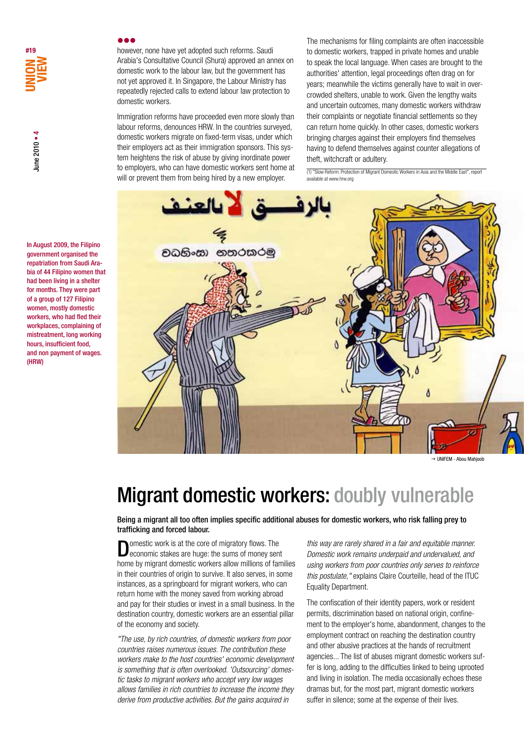however, none have yet adopted such reforms. Saudi Arabia's Consultative Council (Shura) approved an annex on domestic work to the labour law, but the government has not yet approved it. In Singapore, the Labour Ministry has repeatedly rejected calls to extend labour protection to domestic workers.

Immigration reforms have proceeded even more slowly than labour reforms, denounces HRW. In the countries surveyed, domestic workers migrate on fixed-term visas, under which their employers act as their immigration sponsors. This system heightens the risk of abuse by giving inordinate power to employers, who can have domestic workers sent home at will or prevent them from being hired by a new employer.

The mechanisms for filing complaints are often inaccessible to domestic workers, trapped in private homes and unable to speak the local language. When cases are brought to the authorities' attention, legal proceedings often drag on for years; meanwhile the victims generally have to wait in overcrowded shelters, unable to work. Given the lengthy waits and uncertain outcomes, many domestic workers withdraw their complaints or negotiate financial settlements so they can return home quickly. In other cases, domestic workers bringing charges against their employers find themselves having to defend themselves against counter allegations of theft, witchcraft or adultery.

(1) "Slow Reform: Protection of Migrant Domestic Workers in Asia and the Middle East", report available at www.hrw.org

**In August 2009, the Filipino government organised the repatriation from Saudi Arabia of 44 Filipino women that had been living in a shelter for months. They were part of a group of 127 Filipino women, mostly domestic workers, who had fled their workplaces, complaining of mistreatment, long working hours, insufficient food, and non payment of wages. (HRW)**

→ UNIFEM - Abou Mahjoob

# Migrant domestic workers: doubly vulnerable

**Being a migrant all too often implies specific additional abuses for domestic workers, who risk falling prey to trafficking and forced labour.**

Domestic work is at the core of migratory flows. The economic stakes are huge: the sums of money sent home by migrant domestic workers allow millions of families in their countries of origin to survive. It also serves, in some instances, as a springboard for migrant workers, who can return home with the money saved from working abroad and pay for their studies or invest in a small business. In the destination country, domestic workers are an essential pillar of the economy and society.

*"The use, by rich countries, of domestic workers from poor countries raises numerous issues. The contribution these workers make to the host countries' economic development is something that is often overlooked. 'Outsourcing' domestic tasks to migrant workers who accept very low wages allows families in rich countries to increase the income they derive from productive activities. But the gains acquired in this way are rarely shared in a fair and equitable manner. Domestic work remains underpaid and undervalued, and using workers from poor countries only serves to reinforce this postulate,"* explains Claire Courteille, head of the ITUC Equality Department.

The confiscation of their identity papers, work or resident permits, discrimination based on national origin, confinement to the employer's home, abandonment, changes to the employment contract on reaching the destination country and other abusive practices at the hands of recruitment agencies... The list of abuses migrant domestic workers suffer is long, adding to the difficulties linked to being uprooted and living in isolation. The media occasionally echoes these dramas but, for the most part, migrant domestic workers suffer in silence; some at the expense of their lives.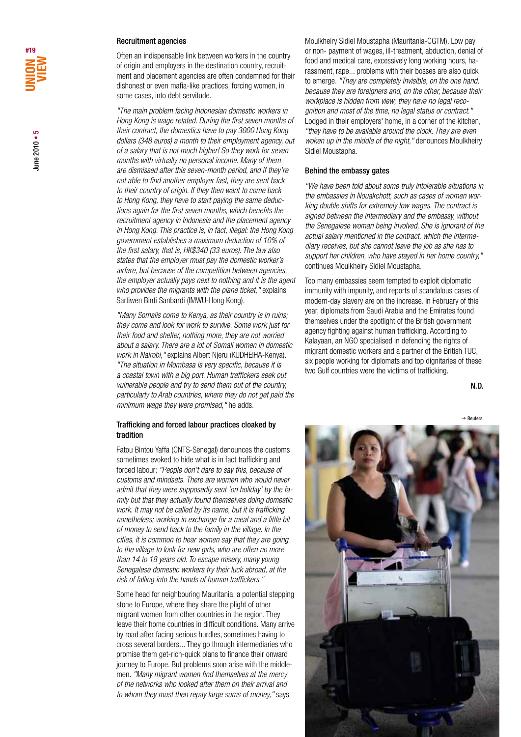## Recruitment agencies

Often an indispensable link between workers in the country of origin and employers in the destination country, recruitment and placement agencies are often condemned for their dishonest or even mafia-like practices, forcing women, in some cases, into debt servitude.

*"The main problem facing Indonesian domestic workers in Hong Kong is wage related. During the first seven months of their contract, the domestics have to pay 3000 Hong Kong dollars (348 euros) a month to their employment agency, out of a salary that is not much higher! So they work for seven months with virtually no personal income. Many of them are dismissed after this seven-month period, and if they're not able to find another employer fast, they are sent back to their country of origin. If they then want to come back to Hong Kong, they have to start paying the same deductions again for the first seven months, which benefits the recruitment agency in Indonesia and the placement agency in Hong Kong. This practice is, in fact, illegal: the Hong Kong government establishes a maximum deduction of 10% of the first salary, that is, HK$340 (33 euros). The law also states that the employer must pay the domestic worker's airfare, but because of the competition between agencies, the employer actually pays next to nothing and it is the agent who provides the migrants with the plane ticket,"* explains Sartiwen Binti Sanbardi (IMWU-Hong Kong).

*"Many Somalis come to Kenya, as their country is in ruins; they come and look for work to survive. Some work just for their food and shelter, nothing more, they are not worried about a salary. There are a lot of Somali women in domestic work in Nairobi,"* explains Albert Njeru (KUDHEIHA-Kenya). *"The situation in Mombasa is very specific, because it is a coastal town with a big port. Human traffickers seek out vulnerable people and try to send them out of the country, particularly to Arab countries, where they do not get paid the minimum wage they were promised,"* he adds.

## Trafficking and forced labour practices cloaked by tradition

Fatou Bintou Yaffa (CNTS-Senegal) denounces the customs sometimes evoked to hide what is in fact trafficking and forced labour: *"People don't dare to say this, because of customs and mindsets. There are women who would never admit that they were supposedly sent 'on holiday' by the family but that they actually found themselves doing domestic work. It may not be called by its name, but it is trafficking nonetheless; working in exchange for a meal and a little bit of money to send back to the family in the village. In the cities, it is common to hear women say that they are going to the village to look for new girls, who are often no more than 14 to 18 years old. To escape misery, many young Senegalese domestic workers try their luck abroad, at the risk of falling into the hands of human traffickers."*

Some head for neighbouring Mauritania, a potential stepping stone to Europe, where they share the plight of other migrant women from other countries in the region. They leave their home countries in difficult conditions. Many arrive by road after facing serious hurdles, sometimes having to cross several borders... They go through intermediaries who promise them get-rich-quick plans to finance their onward journey to Europe. But problems soon arise with the middlemen. *"Many migrant women find themselves at the mercy of the networks who looked after them on their arrival and to whom they must then repay large sums of money,"* says Moulkheiry Sidiel Moustapha (Mauritania-CGTM). Low pay or non- payment of wages, ill-treatment, abduction, denial of food and medical care, excessively long working hours, harassment, rape... problems with their bosses are also quick to emerge. *"They are completely invisible, on the one hand, because they are foreigners and, on the other, because their workplace is hidden from view; they have no legal recognition and most of the time, no legal status or contract."* Lodged in their employers' home, in a corner of the kitchen, *"they have to be available around the clock. They are even woken up in the middle of the night,"* denounces Moulkheiry Sidiel Moustapha.

## Behind the embassy gates

*"We have been told about some truly intolerable situations in the embassies in Nouakchott, such as cases of women working double shifts for extremely low wages. The contract is signed between the intermediary and the embassy, without the Senegalese woman being involved. She is ignorant of the actual salary mentioned in the contract, which the intermediary receives, but she cannot leave the job as she has to support her children, who have stayed in her home country,"* continues Moulkheiry Sidiel Moustapha.

Too many embassies seem tempted to exploit diplomatic immunity with impunity, and reports of scandalous cases of modern-day slavery are on the increase. In February of this year, diplomats from Saudi Arabia and the Emirates found themselves under the spotlight of the British government agency fighting against human trafficking. According to Kalayaan, an NGO specialised in defending the rights of migrant domestic workers and a partner of the British TUC, six people working for diplomats and top dignitaries of these two Gulf countries were the victims of trafficking.

**N.D.**

→ Reuters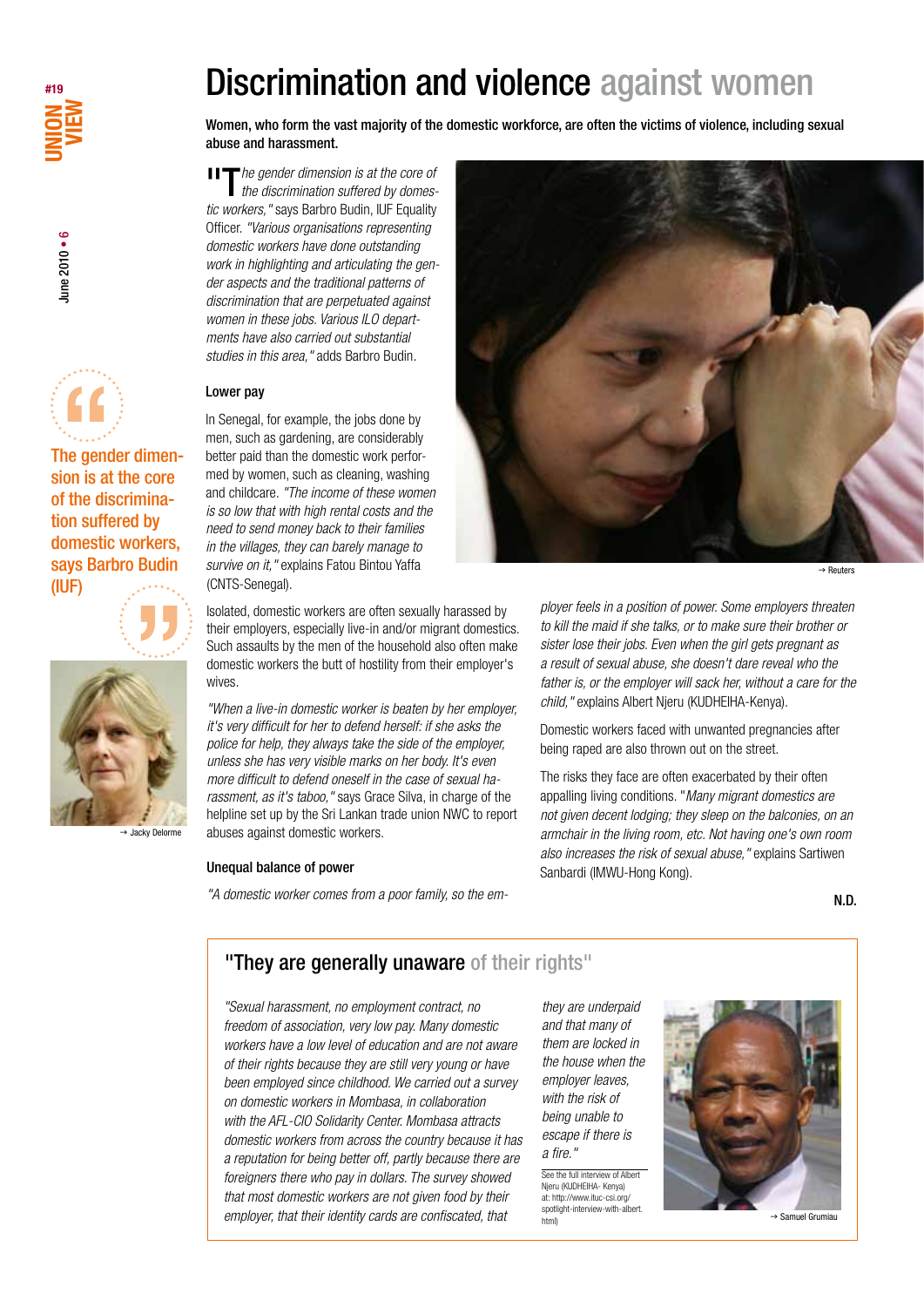# Discrimination and violence against women

**Women, who form the vast majority of the domestic workforce, are often the victims of violence, including sexual abuse and harassment.**

*"The gender dimension is at the core of the discrimination suffered by domestic workers,"* says Barbro Budin, IUF Equality Officer. *"Various organisations representing domestic workers have done outstanding work in highlighting and articulating the gender aspects and the traditional patterns of discrimination that are perpetuated against women in these jobs. Various ILO departments have also carried out substantial studies in this area,"* adds Barbro Budin.

The gender dimension is at the core of the discrimination suffered by domestic workers, says Barbro Budin (IUF)

→ Jacky Delorme

### Lower pay

In Senegal, for example, the jobs done by men, such as gardening, are considerably better paid than the domestic work performed by women, such as cleaning, washing and childcare. *"The income of these women is so low that with high rental costs and the need to send money back to their families in the villages, they can barely manage to survive on it,"* explains Fatou Bintou Yaffa (CNTS-Senegal).

→ Reuters

Isolated, domestic workers are often sexually harassed by their employers, especially live-in and/or migrant domestics. Such assaults by the men of the household also often make domestic workers the butt of hostility from their employer's wives.

*"When a live-in domestic worker is beaten by her employer, it's very difficult for her to defend herself: if she asks the police for help, they always take the side of the employer, unless she has very visible marks on her body. It's even more difficult to defend oneself in the case of sexual harassment, as it's taboo,"* says Grace Silva, in charge of the helpline set up by the Sri Lankan trade union NWC to report abuses against domestic workers.

### Unequal balance of power

*"A domestic worker comes from a poor family, so the employer feels in a position of power. Some employers threaten to kill the maid if she talks, or to make sure that her brother or sister lose their jobs. Even when the girl gets pregnant as a result of sexual abuse, she doesn't dare reveal who the father is, or the employer will sack her, without a care for the child,"* explains Albert Njeru (KUDHEIHA-Kenya).

Domestic workers faced with unwanted pregnancies after being raped are also thrown out on the street.

The risks they face are often exacerbated by their often appalling living conditions. "*Many migrant domestics are not given decent lodging; they sleep on the balconies, on an armchair in the living room, etc. Not having one's own room also increases the risk of sexual abuse,"* explains Sartiwen Sanbardi (IMWU-Hong Kong).

N.D.

## "They are generally unaware of their rights"

*"Sexual harassment, no employment contract, no freedom of association, very low pay. Many domestic workers have a low level of education and are not aware of their rights because they are still very young or have been employed since childhood. We carried out a survey on domestic workers in Mombasa, in collaboration with the AFL-CIO Solidarity Center. Mombasa attracts domestic workers from across the country because it has a reputation for being better off, partly because there are foreigners there who pay in dollars. The survey showed that most domestic workers are not given food by their employer, that their identity cards are confiscated, that they are underpaid and that many of them are locked in the house when the employer leaves, with the risk of being unable to escape if there is a fire."*

See the full interview of Albert Njeru (KUDHEIHA- Kenya) at: http://www.ituc-csi.org/spotlight-interview-with-albert.html)

→ Samuel Grumiau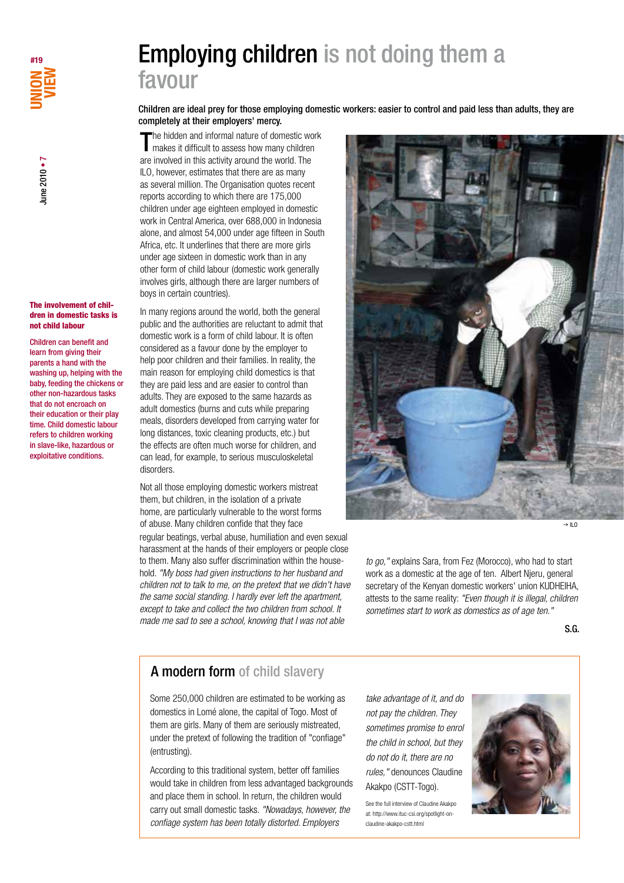# Employing children is not doing them a favour

**Children are ideal prey for those employing domestic workers: easier to control and paid less than adults, they are completely at their employers' mercy.**

The hidden and informal nature of domestic work makes it difficult to assess how many children are involved in this activity around the world. The ILO, however, estimates that there are as many as several million. The Organisation quotes recent reports according to which there are 175,000 children under age eighteen employed in domestic work in Central America, over 688,000 in Indonesia alone, and almost 54,000 under age fifteen in South Africa, etc. It underlines that there are more girls under age sixteen in domestic work than in any other form of child labour (domestic work generally involves girls, although there are larger numbers of boys in certain countries).

In many regions around the world, both the general public and the authorities are reluctant to admit that domestic work is a form of child labour. It is often considered as a favour done by the employer to help poor children and their families. In reality, the main reason for employing child domestics is that they are paid less and are easier to control than adults. They are exposed to the same hazards as adult domestics (burns and cuts while preparing meals, disorders developed from carrying water for long distances, toxic cleaning products, etc.) but the effects are often much worse for children, and can lead, for example, to serious musculoskeletal disorders.

Not all those employing domestic workers mistreat them, but children, in the isolation of a private home, are particularly vulnerable to the worst forms of abuse. Many children confide that they face regular beatings, verbal abuse, humiliation and even sexual harassment at the hands of their employers or people close to them. Many also suffer discrimination within the household. *"My boss had given instructions to her husband and children not to talk to me, on the pretext that we didn't have the same social standing. I hardly ever left the apartment, except to take and collect the two children from school. It made me sad to see a school, knowing that I was not able to go,"* explains Sara, from Fez (Morocco), who had to start work as a domestic at the age of ten. Albert Njeru, general secretary of the Kenyan domestic workers' union KUDHEIHA, attests to the same reality: *"Even though it is illegal, children sometimes start to work as domestics as of age ten."*

S.G.

→ ILO

**The involvement of children in domestic tasks is not child labour**

Children can benefit and learn from giving their parents a hand with the washing up, helping with the baby, feeding the chickens or other non-hazardous tasks that do not encroach on their education or their play time. Child domestic labour refers to children working in slave-like, hazardous or exploitative conditions.

## A modern form of child slavery

Some 250,000 children are estimated to be working as domestics in Lomé alone, the capital of Togo. Most of them are girls. Many of them are seriously mistreated, under the pretext of following the tradition of "confiage" (entrusting).

According to this traditional system, better off families would take in children from less advantaged backgrounds and place them in school. In return, the children would carry out small domestic tasks. *"Nowadays, however, the confiage system has been totally distorted. Employers take advantage of it, and do not pay the children. They sometimes promise to enrol the child in school, but they do not do it, there are no rules,"* denounces Claudine Akakpo (CSTT-Togo).

See the full interview of Claudine Akakpo at: http://www.ituc-csi.org/spotlight-on-claudine-akakpo-cstt.html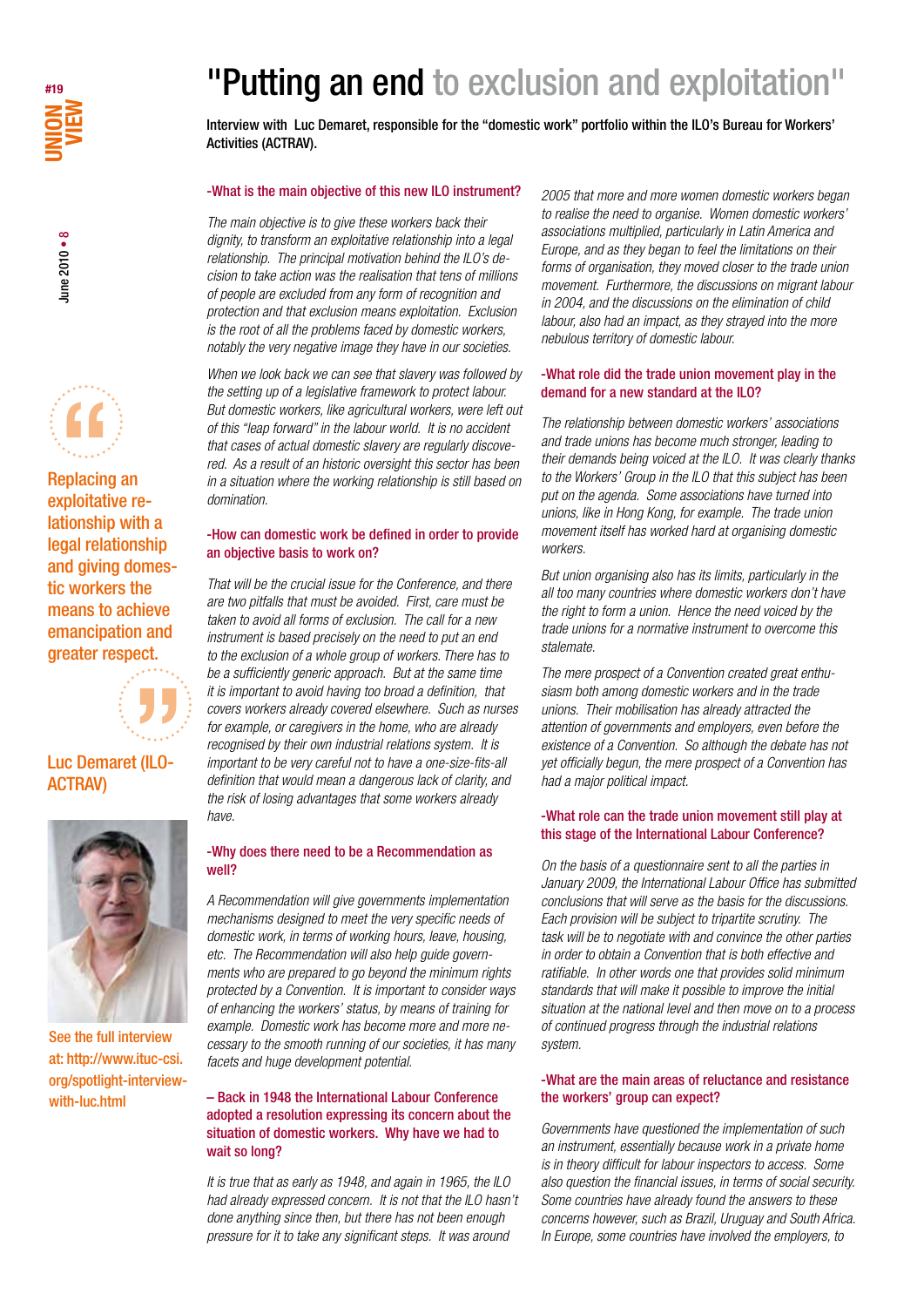# "Putting an end to exclusion and exploitation"

**Interview with Luc Demaret, responsible for the "domestic work" portfolio within the ILO's Bureau for Workers' Activities (ACTRAV).**

> Replacing an exploitative relationship with a legal relationship and giving domestic workers the means to achieve emancipation and greater respect.

Luc Demaret (ILO-ACTRAV)

See the full interview at: http://www.ituc-csi.org/spotlight-interview-with-luc.html

### -What is the main objective of this new ILO instrument?

*The main objective is to give these workers back their dignity, to transform an exploitative relationship into a legal relationship. The principal motivation behind the ILO's decision to take action was the realisation that tens of millions of people are excluded from any form of recognition and protection and that exclusion means exploitation. Exclusion is the root of all the problems faced by domestic workers, notably the very negative image they have in our societies.*

*When we look back we can see that slavery was followed by the setting up of a legislative framework to protect labour. But domestic workers, like agricultural workers, were left out of this "leap forward" in the labour world. It is no accident that cases of actual domestic slavery are regularly discovered. As a result of an historic oversight this sector has been in a situation where the working relationship is still based on domination.*

### -How can domestic work be defined in order to provide an objective basis to work on?

*That will be the crucial issue for the Conference, and there are two pitfalls that must be avoided. First, care must be taken to avoid all forms of exclusion. The call for a new instrument is based precisely on the need to put an end to the exclusion of a whole group of workers. There has to be a sufficiently generic approach. But at the same time it is important to avoid having too broad a definition, that covers workers already covered elsewhere. Such as nurses for example, or caregivers in the home, who are already recognised by their own industrial relations system. It is important to be very careful not to have a one-size-fits-all definition that would mean a dangerous lack of clarity, and the risk of losing advantages that some workers already have.*

### -Why does there need to be a Recommendation as well?

*A Recommendation will give governments implementation mechanisms designed to meet the very specific needs of domestic work, in terms of working hours, leave, housing, etc. The Recommendation will also help guide governments who are prepared to go beyond the minimum rights protected by a Convention. It is important to consider ways of enhancing the workers' status, by means of training for example. Domestic work has become more and more necessary to the smooth running of our societies, it has many facets and huge development potential.*

### – Back in 1948 the International Labour Conference adopted a resolution expressing its concern about the situation of domestic workers. Why have we had to wait so long?

*It is true that as early as 1948, and again in 1965, the ILO had already expressed concern. It is not that the ILO hasn't done anything since then, but there has not been enough pressure for it to take any significant steps. It was around 2005 that more and more women domestic workers began to realise the need to organise. Women domestic workers' associations multiplied, particularly in Latin America and Europe, and as they began to feel the limitations on their forms of organisation, they moved closer to the trade union movement. Furthermore, the discussions on migrant labour in 2004, and the discussions on the elimination of child labour, also had an impact, as they strayed into the more nebulous territory of domestic labour.*

### -What role did the trade union movement play in the demand for a new standard at the ILO?

*The relationship between domestic workers' associations and trade unions has become much stronger, leading to their demands being voiced at the ILO. It was clearly thanks to the Workers' Group in the ILO that this subject has been put on the agenda. Some associations have turned into unions, like in Hong Kong, for example. The trade union movement itself has worked hard at organising domestic workers.*

*But union organising also has its limits, particularly in the all too many countries where domestic workers don't have the right to form a union. Hence the need voiced by the trade unions for a normative instrument to overcome this stalemate.*

*The mere prospect of a Convention created great enthusiasm both among domestic workers and in the trade unions. Their mobilisation has already attracted the attention of governments and employers, even before the existence of a Convention. So although the debate has not yet officially begun, the mere prospect of a Convention has had a major political impact.*

### -What role can the trade union movement still play at this stage of the International Labour Conference?

*On the basis of a questionnaire sent to all the parties in January 2009, the International Labour Office has submitted conclusions that will serve as the basis for the discussions. Each provision will be subject to tripartite scrutiny. The task will be to negotiate with and convince the other parties in order to obtain a Convention that is both effective and ratifiable. In other words one that provides solid minimum standards that will make it possible to improve the initial situation at the national level and then move on to a process of continued progress through the industrial relations system.*

### -What are the main areas of reluctance and resistance the workers' group can expect?

*Governments have questioned the implementation of such an instrument, essentially because work in a private home is in theory difficult for labour inspectors to access. Some also question the financial issues, in terms of social security. Some countries have already found the answers to these concerns however, such as Brazil, Uruguay and South Africa. In Europe, some countries have involved the employers, to*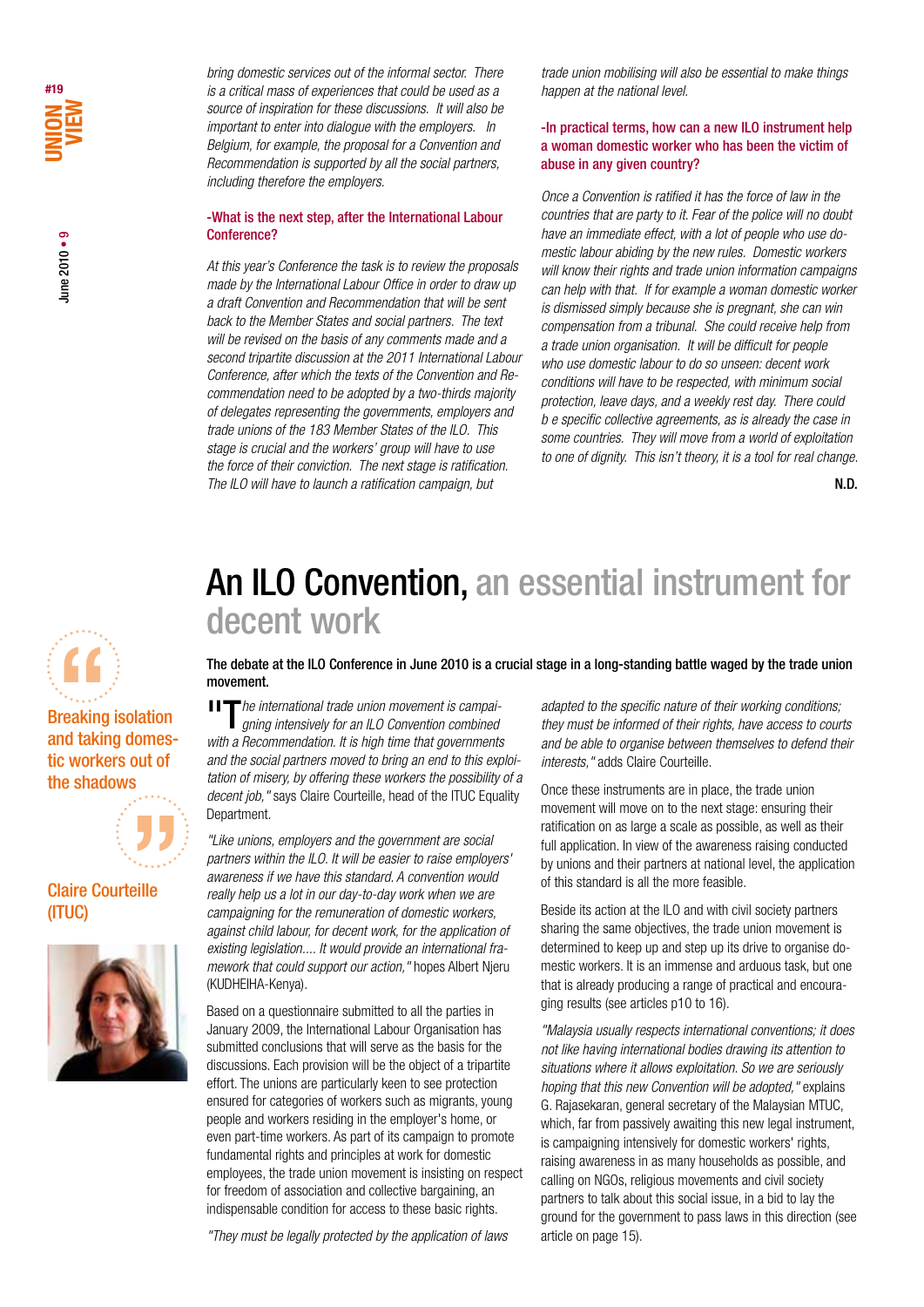*bring domestic services out of the informal sector. There is a critical mass of experiences that could be used as a source of inspiration for these discussions. It will also be important to enter into dialogue with the employers. In Belgium, for example, the proposal for a Convention and Recommendation is supported by all the social partners, including therefore the employers.*

**-What is the next step, after the International Labour Conference?**

*At this year's Conference the task is to review the proposals made by the International Labour Office in order to draw up a draft Convention and Recommendation that will be sent back to the Member States and social partners. The text will be revised on the basis of any comments made and a second tripartite discussion at the 2011 International Labour Conference, after which the texts of the Convention and Recommendation need to be adopted by a two-thirds majority of delegates representing the governments, employers and trade unions of the 183 Member States of the ILO. This stage is crucial and the workers' group will have to use the force of their conviction. The next stage is ratification. The ILO will have to launch a ratification campaign, but trade union mobilising will also be essential to make things happen at the national level.*

**-In practical terms, how can a new ILO instrument help a woman domestic worker who has been the victim of abuse in any given country?**

*Once a Convention is ratified it has the force of law in the countries that are party to it. Fear of the police will no doubt have an immediate effect, with a lot of people who use domestic labour abiding by the new rules. Domestic workers will know their rights and trade union information campaigns can help with that. If for example a woman domestic worker is dismissed simply because she is pregnant, she can win compensation from a tribunal. She could receive help from a trade union organisation. It will be difficult for people who use domestic labour to do so unseen: decent work conditions will have to be respected, with minimum social protection, leave days, and a weekly rest day. There could b e specific collective agreements, as is already the case in some countries. They will move from a world of exploitation to one of dignity. This isn't theory, it is a tool for real change.*

**N.D.**

# An ILO Convention, an essential instrument for decent work

**The debate at the ILO Conference in June 2010 is a crucial stage in a long-standing battle waged by the trade union movement.**

> "Breaking isolation and taking domestic workers out of the shadows"
>
> Claire Courteille (ITUC)

*"The international trade union movement is campaigning intensively for an ILO Convention combined with a Recommendation. It is high time that governments and the social partners moved to bring an end to this exploitation of misery, by offering these workers the possibility of a decent job,"* says Claire Courteille, head of the ITUC Equality Department.

*"Like unions, employers and the government are social partners within the ILO. It will be easier to raise employers' awareness if we have this standard. A convention would really help us a lot in our day-to-day work when we are campaigning for the remuneration of domestic workers, against child labour, for decent work, for the application of existing legislation.... It would provide an international framework that could support our action,"* hopes Albert Njeru (KUDHEIHA-Kenya).

Based on a questionnaire submitted to all the parties in January 2009, the International Labour Organisation has submitted conclusions that will serve as the basis for the discussions. Each provision will be the object of a tripartite effort. The unions are particularly keen to see protection ensured for categories of workers such as migrants, young people and workers residing in the employer's home, or even part-time workers. As part of its campaign to promote fundamental rights and principles at work for domestic employees, the trade union movement is insisting on respect for freedom of association and collective bargaining, an indispensable condition for access to these basic rights.

*"They must be legally protected by the application of laws adapted to the specific nature of their working conditions; they must be informed of their rights, have access to courts and be able to organise between themselves to defend their interests,"* adds Claire Courteille.

Once these instruments are in place, the trade union movement will move on to the next stage: ensuring their ratification on as large a scale as possible, as well as their full application. In view of the awareness raising conducted by unions and their partners at national level, the application of this standard is all the more feasible.

Beside its action at the ILO and with civil society partners sharing the same objectives, the trade union movement is determined to keep up and step up its drive to organise domestic workers. It is an immense and arduous task, but one that is already producing a range of practical and encouraging results (see articles p10 to 16).

*"Malaysia usually respects international conventions; it does not like having international bodies drawing its attention to situations where it allows exploitation. So we are seriously hoping that this new Convention will be adopted,"* explains G. Rajasekaran, general secretary of the Malaysian MTUC, which, far from passively awaiting this new legal instrument, is campaigning intensively for domestic workers' rights, raising awareness in as many households as possible, and calling on NGOs, religious movements and civil society partners to talk about this social issue, in a bid to lay the ground for the government to pass laws in this direction (see article on page 15).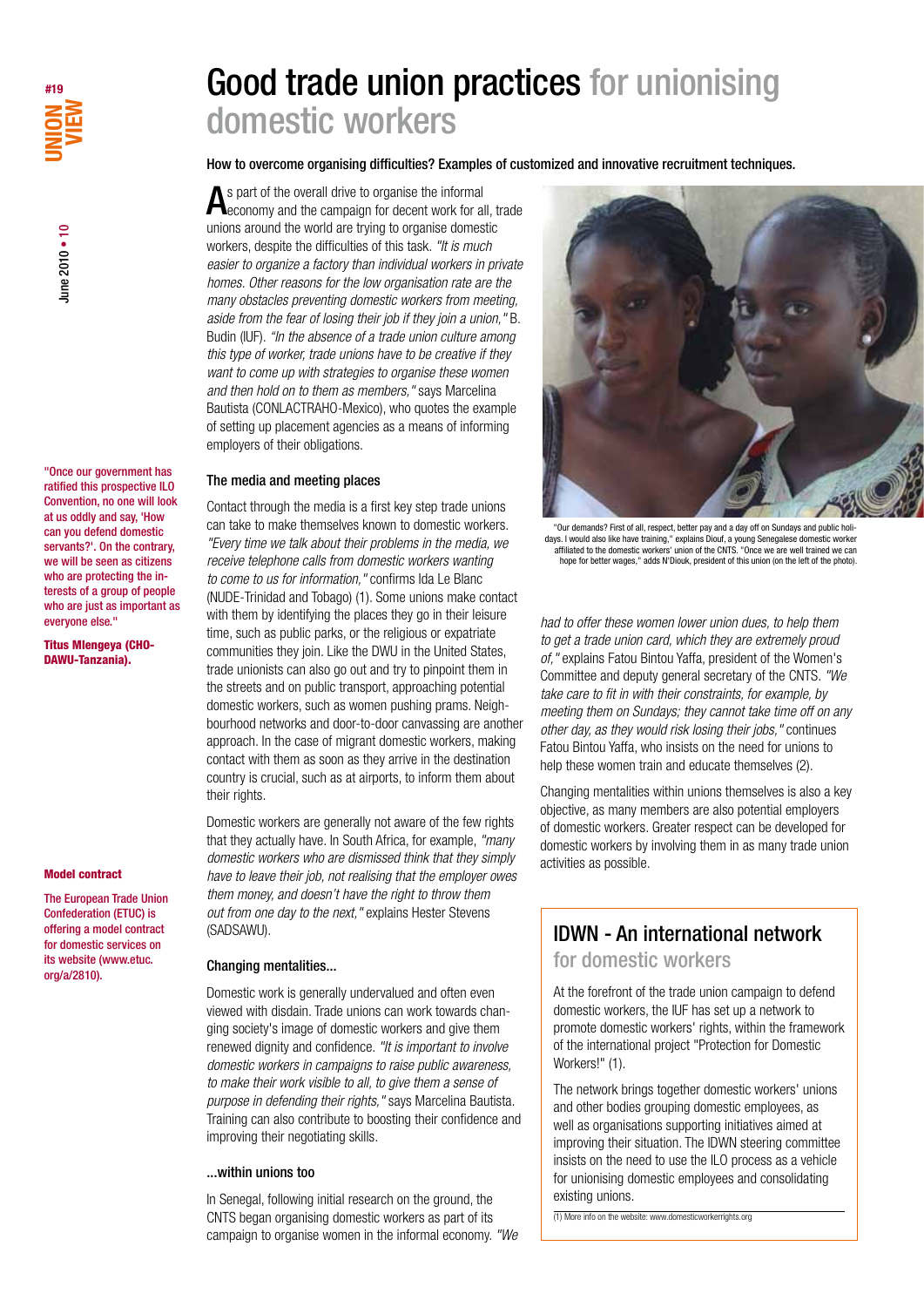# Good trade union practices for unionising domestic workers

**How to overcome organising difficulties? Examples of customized and innovative recruitment techniques.**

As part of the overall drive to organise the informal economy and the campaign for decent work for all, trade unions around the world are trying to organise domestic workers, despite the difficulties of this task. *"It is much easier to organize a factory than individual workers in private homes. Other reasons for the low organisation rate are the many obstacles preventing domestic workers from meeting, aside from the fear of losing their job if they join a union,"* B. Budin (IUF). *"In the absence of a trade union culture among this type of worker, trade unions have to be creative if they want to come up with strategies to organise these women and then hold on to them as members,"* says Marcelina Bautista (CONLACTRAHO-Mexico), who quotes the example of setting up placement agencies as a means of informing employers of their obligations.

### The media and meeting places

Contact through the media is a first key step trade unions can take to make themselves known to domestic workers. *"Every time we talk about their problems in the media, we receive telephone calls from domestic workers wanting to come to us for information,"* confirms Ida Le Blanc (NUDE-Trinidad and Tobago) (1). Some unions make contact with them by identifying the places they go in their leisure time, such as public parks, or the religious or expatriate communities they join. Like the DWU in the United States, trade unionists can also go out and try to pinpoint them in the streets and on public transport, approaching potential domestic workers, such as women pushing prams. Neighbourhood networks and door-to-door canvassing are another approach. In the case of migrant domestic workers, making contact with them as soon as they arrive in the destination country is crucial, such as at airports, to inform them about their rights.

Domestic workers are generally not aware of the few rights that they actually have. In South Africa, for example, *"many domestic workers who are dismissed think that they simply have to leave their job, not realising that the employer owes them money, and doesn't have the right to throw them out from one day to the next,"* explains Hester Stevens (SADSAWU).

### Changing mentalities...

Domestic work is generally undervalued and often even viewed with disdain. Trade unions can work towards changing society's image of domestic workers and give them renewed dignity and confidence. *"It is important to involve domestic workers in campaigns to raise public awareness, to make their work visible to all, to give them a sense of purpose in defending their rights,"* says Marcelina Bautista. Training can also contribute to boosting their confidence and improving their negotiating skills.

### ...within unions too

In Senegal, following initial research on the ground, the CNTS began organising domestic workers as part of its campaign to organise women in the informal economy. *"We had to offer these women lower union dues, to help them to get a trade union card, which they are extremely proud of,"* explains Fatou Bintou Yaffa, president of the Women's Committee and deputy general secretary of the CNTS. *"We take care to fit in with their constraints, for example, by meeting them on Sundays; they cannot take time off on any other day, as they would risk losing their jobs,"* continues Fatou Bintou Yaffa, who insists on the need for unions to help these women train and educate themselves (2).

"Our demands? First of all, respect, better pay and a day off on Sundays and public holidays. I would also like have training," explains Diouf, a young Senegalese domestic worker affiliated to the domestic workers' union of the CNTS. "Once we are well trained we can hope for better wages," adds N'Diouk, president of this union (on the left of the photo).

Changing mentalities within unions themselves is also a key objective, as many members are also potential employers of domestic workers. Greater respect can be developed for domestic workers by involving them in as many trade union activities as possible.

**"Once our government has ratified this prospective ILO Convention, no one will look at us oddly and say, 'How can you defend domestic servants?'. On the contrary, we will be seen as citizens who are protecting the interests of a group of people who are just as important as everyone else."**

**Titus Mlengeya (CHODAWU-Tanzania).**

**Model contract**

**The European Trade Union Confederation (ETUC) is offering a model contract for domestic services on its website (www.etuc.org/a/2810).**

## IDWN - An international network for domestic workers

At the forefront of the trade union campaign to defend domestic workers, the IUF has set up a network to promote domestic workers' rights, within the framework of the international project "Protection for Domestic Workers!" (1).

The network brings together domestic workers' unions and other bodies grouping domestic employees, as well as organisations supporting initiatives aimed at improving their situation. The IDWN steering committee insists on the need to use the ILO process as a vehicle for unionising domestic employees and consolidating existing unions.

(1) More info on the website: www.domesticworkerrights.org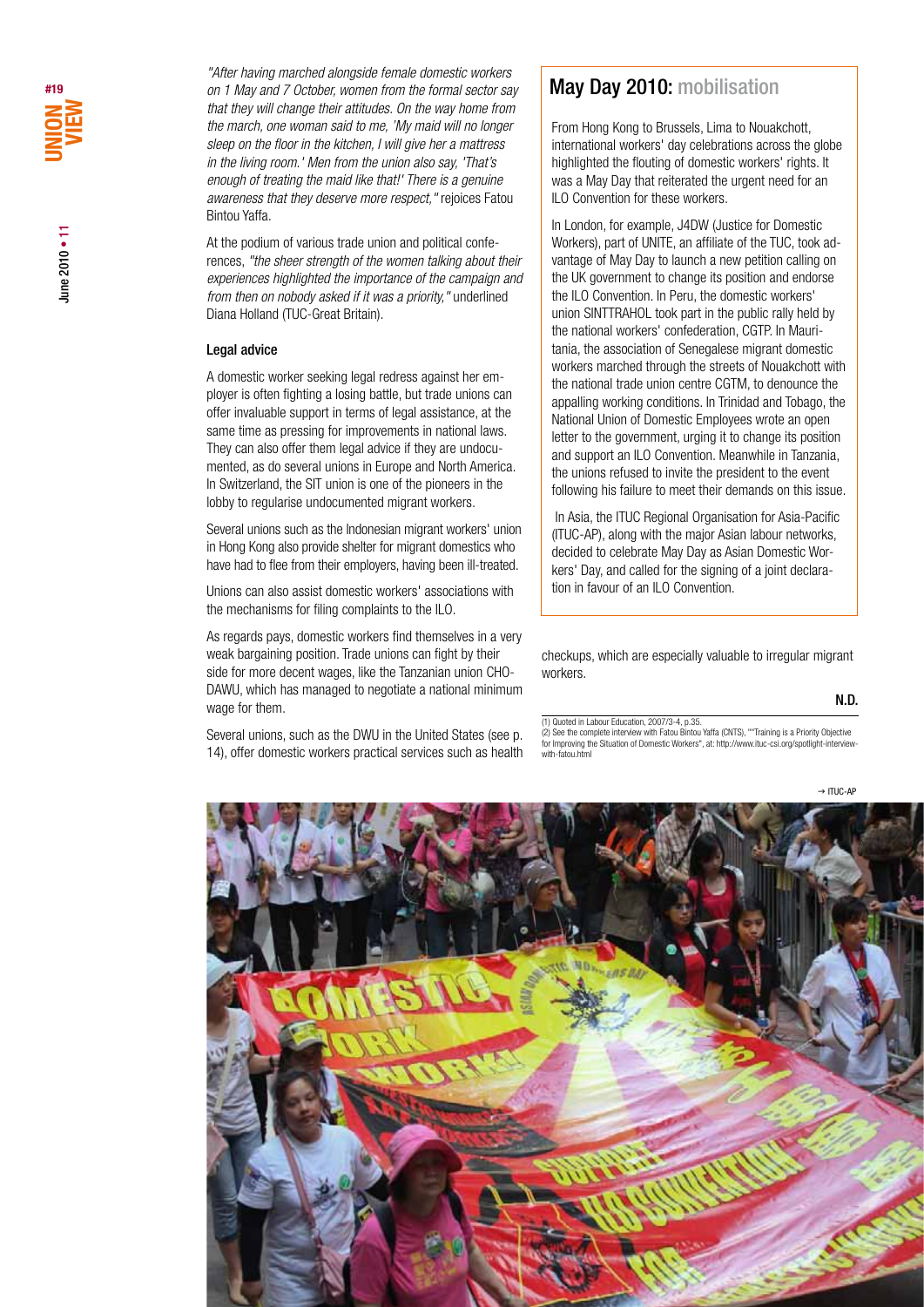*"After having marched alongside female domestic workers on 1 May and 7 October, women from the formal sector say that they will change their attitudes. On the way home from the march, one woman said to me, 'My maid will no longer sleep on the floor in the kitchen, I will give her a mattress in the living room.' Men from the union also say, 'That's enough of treating the maid like that!' There is a genuine awareness that they deserve more respect,"* rejoices Fatou Bintou Yaffa.

At the podium of various trade union and political conferences, *"the sheer strength of the women talking about their experiences highlighted the importance of the campaign and from then on nobody asked if it was a priority,"* underlined Diana Holland (TUC-Great Britain).

### Legal advice

A domestic worker seeking legal redress against her employer is often fighting a losing battle, but trade unions can offer invaluable support in terms of legal assistance, at the same time as pressing for improvements in national laws. They can also offer them legal advice if they are undocumented, as do several unions in Europe and North America. In Switzerland, the SIT union is one of the pioneers in the lobby to regularise undocumented migrant workers.

Several unions such as the Indonesian migrant workers' union in Hong Kong also provide shelter for migrant domestics who have had to flee from their employers, having been ill-treated.

Unions can also assist domestic workers' associations with the mechanisms for filing complaints to the ILO.

As regards pays, domestic workers find themselves in a very weak bargaining position. Trade unions can fight by their side for more decent wages, like the Tanzanian union CHODAWU, which has managed to negotiate a national minimum wage for them.

Several unions, such as the DWU in the United States (see p. 14), offer domestic workers practical services such as health checkups, which are especially valuable to irregular migrant workers.

**N.D.**

## May Day 2010: mobilisation

From Hong Kong to Brussels, Lima to Nouakchott, international workers' day celebrations across the globe highlighted the flouting of domestic workers' rights. It was a May Day that reiterated the urgent need for an ILO Convention for these workers.

In London, for example, J4DW (Justice for Domestic Workers), part of UNITE, an affiliate of the TUC, took advantage of May Day to launch a new petition calling on the UK government to change its position and endorse the ILO Convention. In Peru, the domestic workers' union SINTTRAHOL took part in the public rally held by the national workers' confederation, CGTP. In Mauritania, the association of Senegalese migrant domestic workers marched through the streets of Nouakchott with the national trade union centre CGTM, to denounce the appalling working conditions. In Trinidad and Tobago, the National Union of Domestic Employees wrote an open letter to the government, urging it to change its position and support an ILO Convention. Meanwhile in Tanzania, the unions refused to invite the president to the event following his failure to meet their demands on this issue.

In Asia, the ITUC Regional Organisation for Asia-Pacific (ITUC-AP), along with the major Asian labour networks, decided to celebrate May Day as Asian Domestic Workers' Day, and called for the signing of a joint declaration in favour of an ILO Convention.

(1) Quoted in Labour Education, 2007/3-4, p.35.
(2) See the complete interview with Fatou Bintou Yaffa (CNTS), ""Training is a Priority Objective for Improving the Situation of Domestic Workers", at: http://www.ituc-csi.org/spotlight-interview-with-fatou.html

→ ITUC-AP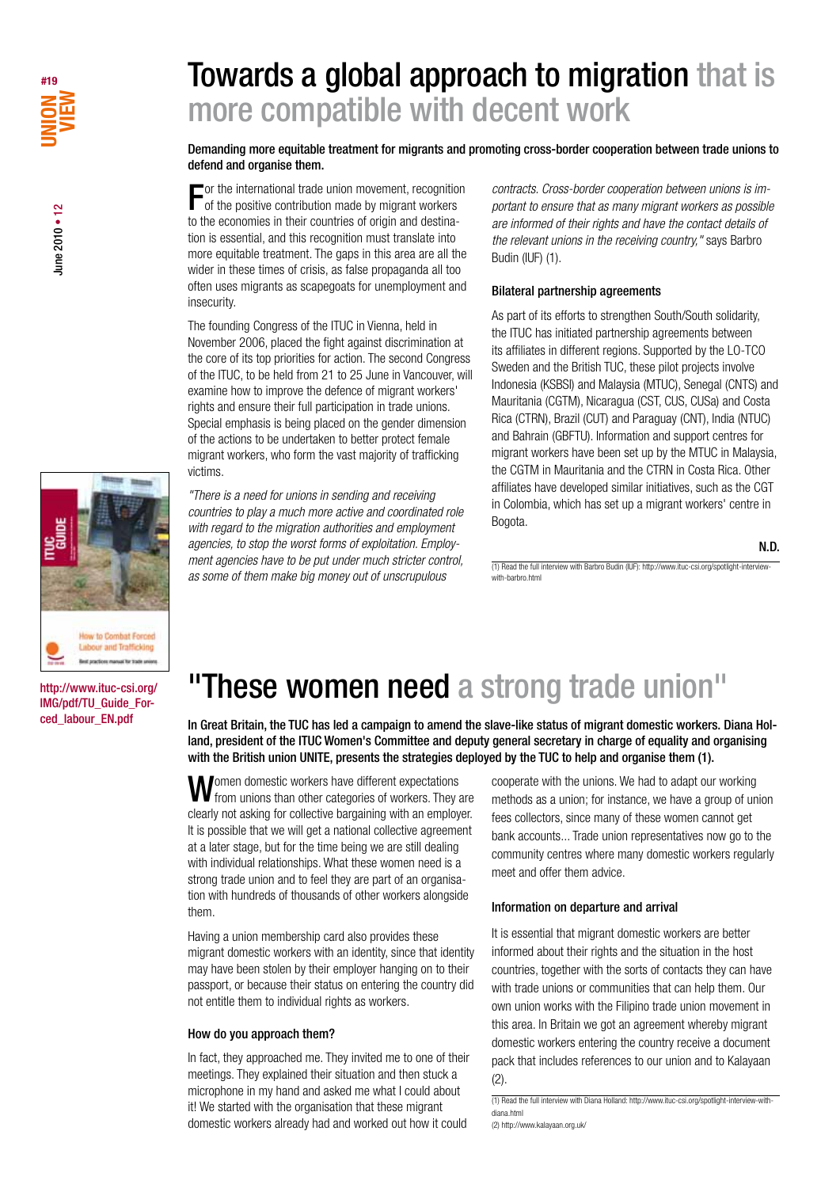# Towards a global approach to migration that is more compatible with decent work

**Demanding more equitable treatment for migrants and promoting cross-border cooperation between trade unions to defend and organise them.**

For the international trade union movement, recognition of the positive contribution made by migrant workers to the economies in their countries of origin and destination is essential, and this recognition must translate into more equitable treatment. The gaps in this area are all the wider in these times of crisis, as false propaganda all too often uses migrants as scapegoats for unemployment and insecurity.

The founding Congress of the ITUC in Vienna, held in November 2006, placed the fight against discrimination at the core of its top priorities for action. The second Congress of the ITUC, to be held from 21 to 25 June in Vancouver, will examine how to improve the defence of migrant workers' rights and ensure their full participation in trade unions. Special emphasis is being placed on the gender dimension of the actions to be undertaken to better protect female migrant workers, who form the vast majority of trafficking victims.

*"There is a need for unions in sending and receiving countries to play a much more active and coordinated role with regard to the migration authorities and employment agencies, to stop the worst forms of exploitation. Employment agencies have to be put under much stricter control, as some of them make big money out of unscrupulous contracts. Cross-border cooperation between unions is important to ensure that as many migrant workers as possible are informed of their rights and have the contact details of the relevant unions in the receiving country,"* says Barbro Budin (IUF) (1).

### Bilateral partnership agreements

As part of its efforts to strengthen South/South solidarity, the ITUC has initiated partnership agreements between its affiliates in different regions. Supported by the LO-TCO Sweden and the British TUC, these pilot projects involve Indonesia (KSBSI) and Malaysia (MTUC), Senegal (CNTS) and Mauritania (CGTM), Nicaragua (CST, CUS, CUSa) and Costa Rica (CTRN), Brazil (CUT) and Paraguay (CNT), India (NTUC) and Bahrain (GBFTU). Information and support centres for migrant workers have been set up by the MTUC in Malaysia, the CGTM in Mauritania and the CTRN in Costa Rica. Other affiliates have developed similar initiatives, such as the CGT in Colombia, which has set up a migrant workers' centre in Bogota.

**N.D.**

(1) Read the full interview with Barbro Budin (IUF): http://www.ituc-csi.org/spotlight-interview-with-barbro.html

ITUC GUIDE – How to Combat Forced Labour and Trafficking – Best practices manual for trade unions

http://www.ituc-csi.org/IMG/pdf/TU_Guide_Forced_labour_EN.pdf

# "These women need a strong trade union"

**In Great Britain, the TUC has led a campaign to amend the slave-like status of migrant domestic workers. Diana Holland, president of the ITUC Women's Committee and deputy general secretary in charge of equality and organising with the British union UNITE, presents the strategies deployed by the TUC to help and organise them (1).**

Women domestic workers have different expectations from unions than other categories of workers. They are clearly not asking for collective bargaining with an employer. It is possible that we will get a national collective agreement at a later stage, but for the time being we are still dealing with individual relationships. What these women need is a strong trade union and to feel they are part of an organisation with hundreds of thousands of other workers alongside them.

Having a union membership card also provides these migrant domestic workers with an identity, since that identity may have been stolen by their employer hanging on to their passport, or because their status on entering the country did not entitle them to individual rights as workers.

### How do you approach them?

In fact, they approached me. They invited me to one of their meetings. They explained their situation and then stuck a microphone in my hand and asked me what I could about it! We started with the organisation that these migrant domestic workers already had and worked out how it could cooperate with the unions. We had to adapt our working methods as a union; for instance, we have a group of union fees collectors, since many of these women cannot get bank accounts... Trade union representatives now go to the community centres where many domestic workers regularly meet and offer them advice.

### Information on departure and arrival

It is essential that migrant domestic workers are better informed about their rights and the situation in the host countries, together with the sorts of contacts they can have with trade unions or communities that can help them. Our own union works with the Filipino trade union movement in this area. In Britain we got an agreement whereby migrant domestic workers entering the country receive a document pack that includes references to our union and to Kalayaan (2).

(1) Read the full interview with Diana Holland: http://www.ituc-csi.org/spotlight-interview-with-diana.html
(2) http://www.kalayaan.org.uk/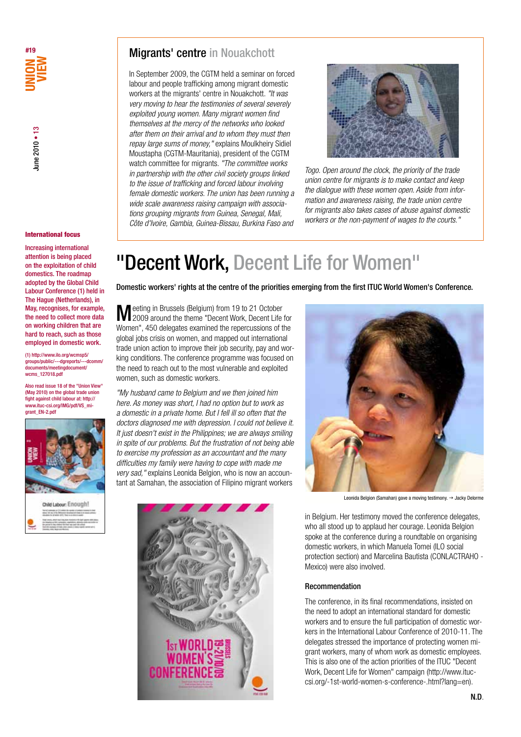## Migrants' centre in Nouakchott

In September 2009, the CGTM held a seminar on forced labour and people trafficking among migrant domestic workers at the migrants' centre in Nouakchott. *"It was very moving to hear the testimonies of several severely exploited young women. Many migrant women find themselves at the mercy of the networks who looked after them on their arrival and to whom they must then repay large sums of money,"* explains Moulkheiry Sidiel Moustapha (CGTM-Mauritania), president of the CGTM watch committee for migrants. *"The committee works in partnership with the other civil society groups linked to the issue of trafficking and forced labour involving female domestic workers. The union has been running a wide scale awareness raising campaign with associations grouping migrants from Guinea, Senegal, Mali, Côte d'Ivoire, Gambia, Guinea-Bissau, Burkina Faso and Togo. Open around the clock, the priority of the trade union centre for migrants is to make contact and keep the dialogue with these women open. Aside from information and awareness raising, the trade union centre for migrants also takes cases of abuse against domestic workers or the non-payment of wages to the courts."*

**International focus**

**Increasing international attention is being placed on the exploitation of child domestics. The roadmap adopted by the Global Child Labour Conference (1) held in The Hague (Netherlands), in May, recognises, for example, the need to collect more data on working children that are hard to reach, such as those employed in domestic work.**

(1) http://www.ilo.org/wcmsp5/groups/public/---dgreports/---dcomm/documents/meetingdocument/wcms_127018.pdf

Also read issue 18 of the "Union View" (May 2010) on the global trade union fight against child labour at: http://www.ituc-csi.org/IMG/pdf/VS_migrant_EN-2.pdf

# "Decent Work, Decent Life for Women"

**Domestic workers' rights at the centre of the priorities emerging from the first ITUC World Women's Conference.**

Meeting in Brussels (Belgium) from 19 to 21 October 2009 around the theme "Decent Work, Decent Life for Women", 450 delegates examined the repercussions of the global jobs crisis on women, and mapped out international trade union action to improve their job security, pay and working conditions. The conference programme was focused on the need to reach out to the most vulnerable and exploited women, such as domestic workers.

*"My husband came to Belgium and we then joined him here. As money was short, I had no option but to work as a domestic in a private home. But I fell ill so often that the doctors diagnosed me with depression. I could not believe it. It just doesn't exist in the Philippines; we are always smiling in spite of our problems. But the frustration of not being able to exercise my profession as an accountant and the many difficulties my family were having to cope with made me very sad,"* explains Leonida Belgion, who is now an accountant at Samahan, the association of Filipino migrant workers in Belgium. Her testimony moved the conference delegates, who all stood up to applaud her courage. Leonida Belgion spoke at the conference during a roundtable on organising domestic workers, in which Manuela Tomei (ILO social protection section) and Marcelina Bautista (CONLACTRAHO - Mexico) were also involved.

Leonida Belgion (Samahan) gave a moving testimony. → Jacky Delorme

### Recommendation

The conference, in its final recommendations, insisted on the need to adopt an international standard for domestic workers and to ensure the full participation of domestic workers in the International Labour Conference of 2010-11. The delegates stressed the importance of protecting women migrant workers, many of whom work as domestic employees. This is also one of the action priorities of the ITUC "Decent Work, Decent Life for Women" campaign (http://www.ituc-csi.org/-1st-world-women-s-conference-.html?lang=en).

**N.D.**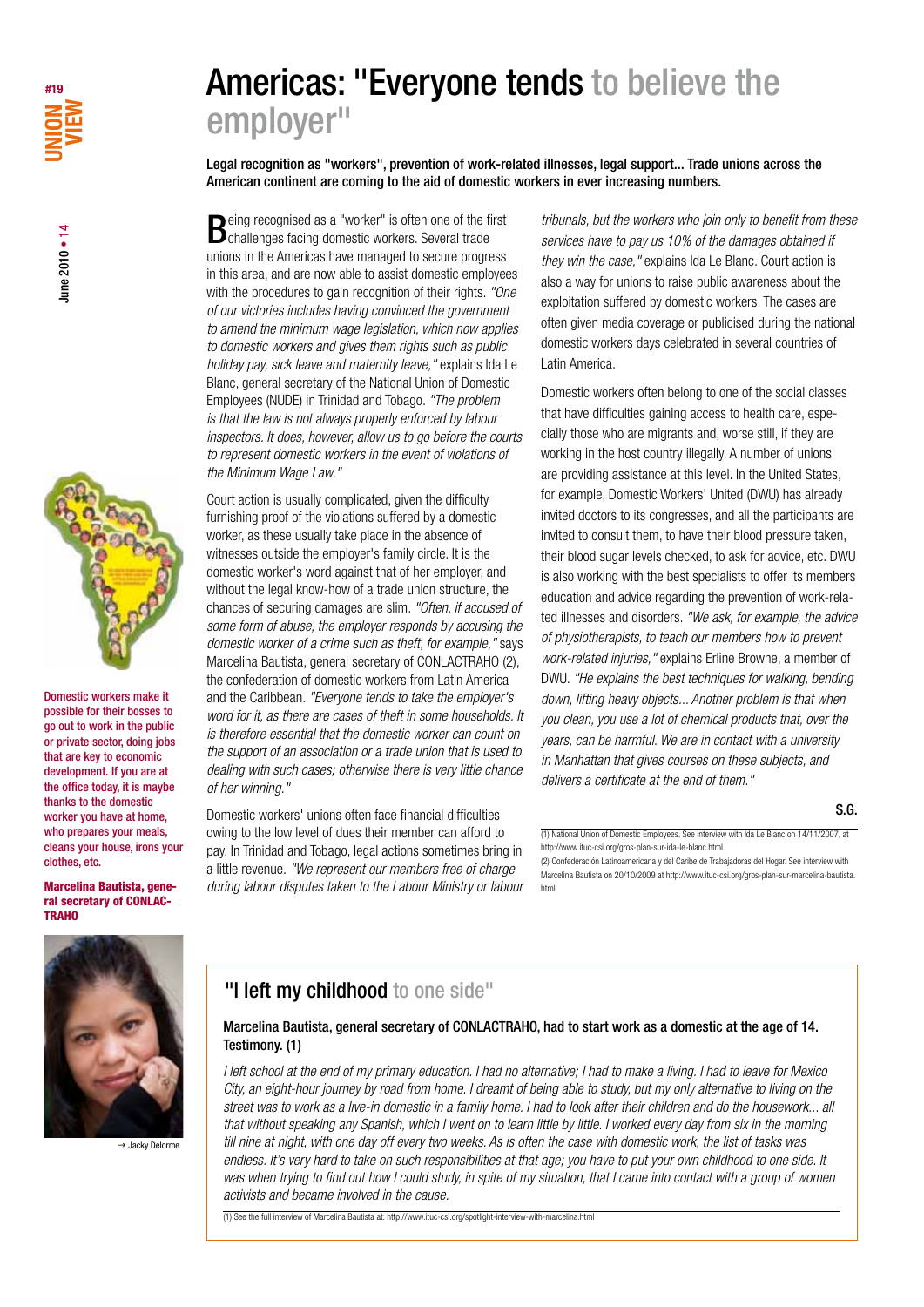# Americas: "Everyone tends to believe the employer"

**Legal recognition as "workers", prevention of work-related illnesses, legal support... Trade unions across the American continent are coming to the aid of domestic workers in ever increasing numbers.**

Being recognised as a "worker" is often one of the first challenges facing domestic workers. Several trade unions in the Americas have managed to secure progress in this area, and are now able to assist domestic employees with the procedures to gain recognition of their rights. *"One of our victories includes having convinced the government to amend the minimum wage legislation, which now applies to domestic workers and gives them rights such as public holiday pay, sick leave and maternity leave,"* explains Ida Le Blanc, general secretary of the National Union of Domestic Employees (NUDE) in Trinidad and Tobago. *"The problem is that the law is not always properly enforced by labour inspectors. It does, however, allow us to go before the courts to represent domestic workers in the event of violations of the Minimum Wage Law."*

Court action is usually complicated, given the difficulty furnishing proof of the violations suffered by a domestic worker, as these usually take place in the absence of witnesses outside the employer's family circle. It is the domestic worker's word against that of her employer, and without the legal know-how of a trade union structure, the chances of securing damages are slim. *"Often, if accused of some form of abuse, the employer responds by accusing the domestic worker of a crime such as theft, for example,"* says Marcelina Bautista, general secretary of CONLACTRAHO (2), the confederation of domestic workers from Latin America and the Caribbean. *"Everyone tends to take the employer's word for it, as there are cases of theft in some households. It is therefore essential that the domestic worker can count on the support of an association or a trade union that is used to dealing with such cases; otherwise there is very little chance of her winning."*

Domestic workers' unions often face financial difficulties owing to the low level of dues their member can afford to pay. In Trinidad and Tobago, legal actions sometimes bring in a little revenue. *"We represent our members free of charge during labour disputes taken to the Labour Ministry or labour tribunals, but the workers who join only to benefit from these services have to pay us 10% of the damages obtained if they win the case,"* explains Ida Le Blanc. Court action is also a way for unions to raise public awareness about the exploitation suffered by domestic workers. The cases are often given media coverage or publicised during the national domestic workers days celebrated in several countries of Latin America.

Domestic workers often belong to one of the social classes that have difficulties gaining access to health care, especially those who are migrants and, worse still, if they are working in the host country illegally. A number of unions are providing assistance at this level. In the United States, for example, Domestic Workers' United (DWU) has already invited doctors to its congresses, and all the participants are invited to consult them, to have their blood pressure taken, their blood sugar levels checked, to ask for advice, etc. DWU is also working with the best specialists to offer its members education and advice regarding the prevention of work-related illnesses and disorders. *"We ask, for example, the advice of physiotherapists, to teach our members how to prevent work-related injuries,"* explains Erline Browne, a member of DWU. *"He explains the best techniques for walking, bending down, lifting heavy objects... Another problem is that when you clean, you use a lot of chemical products that, over the years, can be harmful. We are in contact with a university in Manhattan that gives courses on these subjects, and delivers a certificate at the end of them."*

**S.G.**

(1) National Union of Domestic Employees. See interview with Ida Le Blanc on 14/11/2007, at http://www.ituc-csi.org/gros-plan-sur-ida-le-blanc.html

(2) Confederación Latinoamericana y del Caribe de Trabajadoras del Hogar. See interview with Marcelina Bautista on 20/10/2009 at http://www.ituc-csi.org/gros-plan-sur-marcelina-bautista.html

Domestic workers make it possible for their bosses to go out to work in the public or private sector, doing jobs that are key to economic development. If you are at the office today, it is maybe thanks to the domestic worker you have at home, who prepares your meals, cleans your house, irons your clothes, etc.

**Marcelina Bautista, general secretary of CONLACTRAHO**

→ Jacky Delorme

## "I left my childhood to one side"

**Marcelina Bautista, general secretary of CONLACTRAHO, had to start work as a domestic at the age of 14. Testimony. (1)**

*I left school at the end of my primary education. I had no alternative; I had to make a living. I had to leave for Mexico City, an eight-hour journey by road from home. I dreamt of being able to study, but my only alternative to living on the street was to work as a live-in domestic in a family home. I had to look after their children and do the housework... all that without speaking any Spanish, which I went on to learn little by little. I worked every day from six in the morning till nine at night, with one day off every two weeks. As is often the case with domestic work, the list of tasks was endless. It's very hard to take on such responsibilities at that age; you have to put your own childhood to one side. It was when trying to find out how I could study, in spite of my situation, that I came into contact with a group of women activists and became involved in the cause.*

(1) See the full interview of Marcelina Bautista at: http://www.ituc-csi.org/spotlight-interview-with-marcelina.html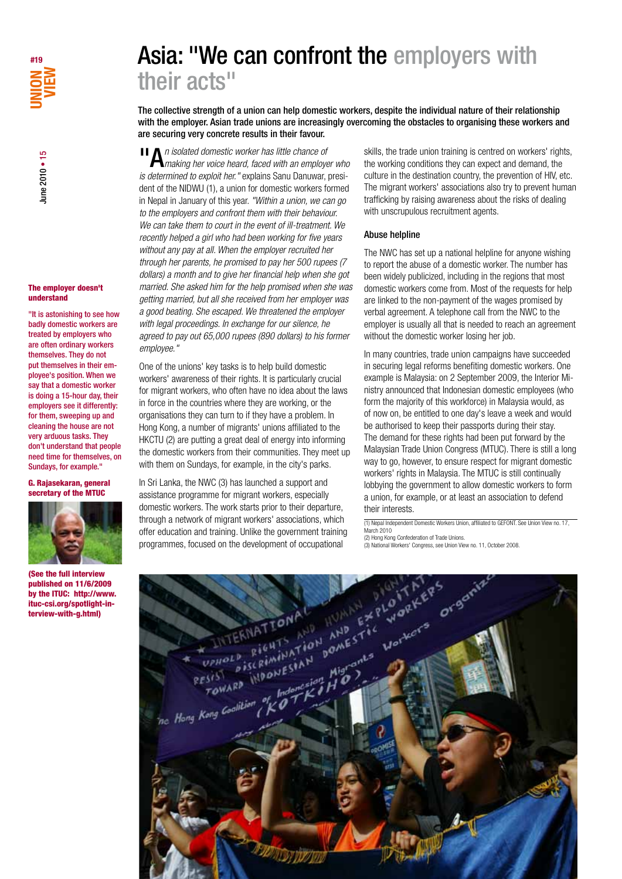# Asia: "We can confront the employers with their acts"

**The collective strength of a union can help domestic workers, despite the individual nature of their relationship with the employer. Asian trade unions are increasingly overcoming the obstacles to organising these workers and are securing very concrete results in their favour.**

*"An isolated domestic worker has little chance of making her voice heard, faced with an employer who is determined to exploit her."* explains Sanu Danuwar, president of the NIDWU (1), a union for domestic workers formed in Nepal in January of this year. *"Within a union, we can go to the employers and confront them with their behaviour. We can take them to court in the event of ill-treatment. We recently helped a girl who had been working for five years without any pay at all. When the employer recruited her through her parents, he promised to pay her 500 rupees (7 dollars) a month and to give her financial help when she got married. She asked him for the help promised when she was getting married, but all she received from her employer was a good beating. She escaped. We threatened the employer with legal proceedings. In exchange for our silence, he agreed to pay out 65,000 rupees (890 dollars) to his former employee."*

One of the unions' key tasks is to help build domestic workers' awareness of their rights. It is particularly crucial for migrant workers, who often have no idea about the laws in force in the countries where they are working, or the organisations they can turn to if they have a problem. In Hong Kong, a number of migrants' unions affiliated to the HKCTU (2) are putting a great deal of energy into informing the domestic workers from their communities. They meet up with them on Sundays, for example, in the city's parks.

In Sri Lanka, the NWC (3) has launched a support and assistance programme for migrant workers, especially domestic workers. The work starts prior to their departure, through a network of migrant workers' associations, which offer education and training. Unlike the government training programmes, focused on the development of occupational skills, the trade union training is centred on workers' rights, the working conditions they can expect and demand, the culture in the destination country, the prevention of HIV, etc. The migrant workers' associations also try to prevent human trafficking by raising awareness about the risks of dealing with unscrupulous recruitment agents.

## Abuse helpline

The NWC has set up a national helpline for anyone wishing to report the abuse of a domestic worker. The number has been widely publicized, including in the regions that most domestic workers come from. Most of the requests for help are linked to the non-payment of the wages promised by verbal agreement. A telephone call from the NWC to the employer is usually all that is needed to reach an agreement without the domestic worker losing her job.

In many countries, trade union campaigns have succeeded in securing legal reforms benefiting domestic workers. One example is Malaysia: on 2 September 2009, the Interior Ministry announced that Indonesian domestic employees (who form the majority of this workforce) in Malaysia would, as of now on, be entitled to one day's leave a week and would be authorised to keep their passports during their stay. The demand for these rights had been put forward by the Malaysian Trade Union Congress (MTUC). There is still a long way to go, however, to ensure respect for migrant domestic workers' rights in Malaysia. The MTUC is still continually lobbying the government to allow domestic workers to form a union, for example, or at least an association to defend their interests.

(1) Nepal Independent Domestic Workers Union, affiliated to GEFONT. See Union View no. 17, March 2010
(2) Hong Kong Confederation of Trade Unions.
(3) National Workers' Congress, see Union View no. 11, October 2008.

---

**The employer doesn't understand**

**"It is astonishing to see how badly domestic workers are treated by employers who are often ordinary workers themselves. They do not put themselves in their employee's position. When we say that a domestic worker is doing a 15-hour day, their employers see it differently: for them, sweeping up and cleaning the house are not very arduous tasks. They don't understand that people need time for themselves, on Sundays, for example."**

**G. Rajasekaran, general secretary of the MTUC**

**(See the full interview published on 11/6/2009 by the ITUC: http://www.ituc-csi.org/spotlight-interview-with-g.html)**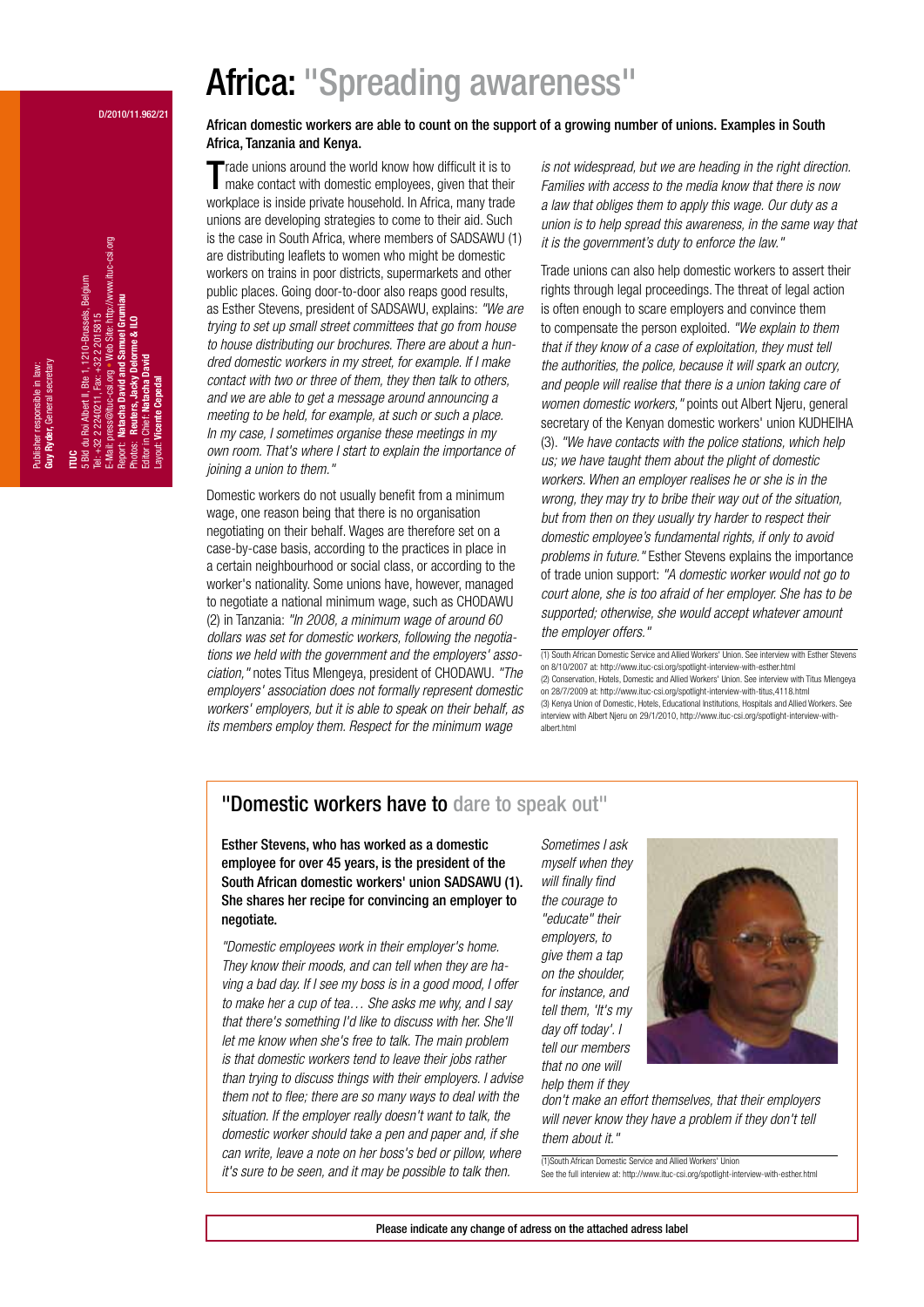# Africa: "Spreading awareness"

**African domestic workers are able to count on the support of a growing number of unions. Examples in South Africa, Tanzania and Kenya.**

Trade unions around the world know how difficult it is to make contact with domestic employees, given that their workplace is inside private household. In Africa, many trade unions are developing strategies to come to their aid. Such is the case in South Africa, where members of SADSAWU (1) are distributing leaflets to women who might be domestic workers on trains in poor districts, supermarkets and other public places. Going door-to-door also reaps good results, as Esther Stevens, president of SADSAWU, explains: *"We are trying to set up small street committees that go from house to house distributing our brochures. There are about a hundred domestic workers in my street, for example. If I make contact with two or three of them, they then talk to others, and we are able to get a message around announcing a meeting to be held, for example, at such or such a place. In my case, I sometimes organise these meetings in my own room. That's where I start to explain the importance of joining a union to them."*

Domestic workers do not usually benefit from a minimum wage, one reason being that there is no organisation negotiating on their behalf. Wages are therefore set on a case-by-case basis, according to the practices in place in a certain neighbourhood or social class, or according to the worker's nationality. Some unions have, however, managed to negotiate a national minimum wage, such as CHODAWU (2) in Tanzania: *"In 2008, a minimum wage of around 60 dollars was set for domestic workers, following the negotiations we held with the government and the employers' association,"* notes Titus Mlengeya, president of CHODAWU. *"The employers' association does not formally represent domestic workers' employers, but it is able to speak on their behalf, as its members employ them. Respect for the minimum wage is not widespread, but we are heading in the right direction. Families with access to the media know that there is now a law that obliges them to apply this wage. Our duty as a union is to help spread this awareness, in the same way that it is the government's duty to enforce the law."*

Trade unions can also help domestic workers to assert their rights through legal proceedings. The threat of legal action is often enough to scare employers and convince them to compensate the person exploited. *"We explain to them that if they know of a case of exploitation, they must tell the authorities, the police, because it will spark an outcry, and people will realise that there is a union taking care of women domestic workers,"* points out Albert Njeru, general secretary of the Kenyan domestic workers' union KUDHEIHA (3). *"We have contacts with the police stations, which help us; we have taught them about the plight of domestic workers. When an employer realises he or she is in the wrong, they may try to bribe their way out of the situation, but from then on they usually try harder to respect their domestic employee's fundamental rights, if only to avoid problems in future."* Esther Stevens explains the importance of trade union support: *"A domestic worker would not go to court alone, she is too afraid of her employer. She has to be supported; otherwise, she would accept whatever amount the employer offers."*

(1) South African Domestic Service and Allied Workers' Union. See interview with Esther Stevens on 8/10/2007 at: http://www.ituc-csi.org/spotlight-interview-with-esther.html
(2) Conservation, Hotels, Domestic and Allied Workers' Union. See interview with Titus Mlengeya on 28/7/2009 at: http://www.ituc-csi.org/spotlight-interview-with-titus,4118.html
(3) Kenya Union of Domestic, Hotels, Educational Institutions, Hospitals and Allied Workers. See interview with Albert Njeru on 29/1/2010, http://www.ituc-csi.org/spotlight-interview-with-albert.html

## "Domestic workers have to dare to speak out"

**Esther Stevens, who has worked as a domestic employee for over 45 years, is the president of the South African domestic workers' union SADSAWU (1). She shares her recipe for convincing an employer to negotiate.**

*"Domestic employees work in their employer's home. They know their moods, and can tell when they are having a bad day. If I see my boss is in a good mood, I offer to make her a cup of tea… She asks me why, and I say that there's something I'd like to discuss with her. She'll let me know when she's free to talk. The main problem is that domestic workers tend to leave their jobs rather than trying to discuss things with their employers. I advise them not to flee; there are so many ways to deal with the situation. If the employer really doesn't want to talk, the domestic worker should take a pen and paper and, if she can write, leave a note on her boss's bed or pillow, where it's sure to be seen, and it may be possible to talk them. Sometimes I ask myself when they will finally find the courage to "educate" their employers, to give them a tap on the shoulder, for instance, and tell them, 'It's my day off today'. I tell our members that no one will help them if they don't make an effort themselves, that their employers will never know they have a problem if they don't tell them about it."*

(1)South African Domestic Service and Allied Workers' Union
See the full interview at: http://www.ituc-csi.org/spotlight-interview-with-esther.html

D/2010/11.962/21

Publisher responsible in law:
**Guy Ryder,** General secretary

**ITUC**
5 Bld du Roi Albert II, Bte 1, 1210-Brussels, Belgium
Tel: +32 2 2240211, Fax: +32 2 2015815
E-Mail: press@ituc-csi.org • Web Site: http://www.ituc-csi.org
Report: **Natacha David and Samuel Grumiau**
Photos: **Reuters, Jacky Delorme & ILO**
Editor in Chief: **Natacha David**
Layout: **Vicente Cepedal**

**Please indicate any change of adress on the attached adress label**